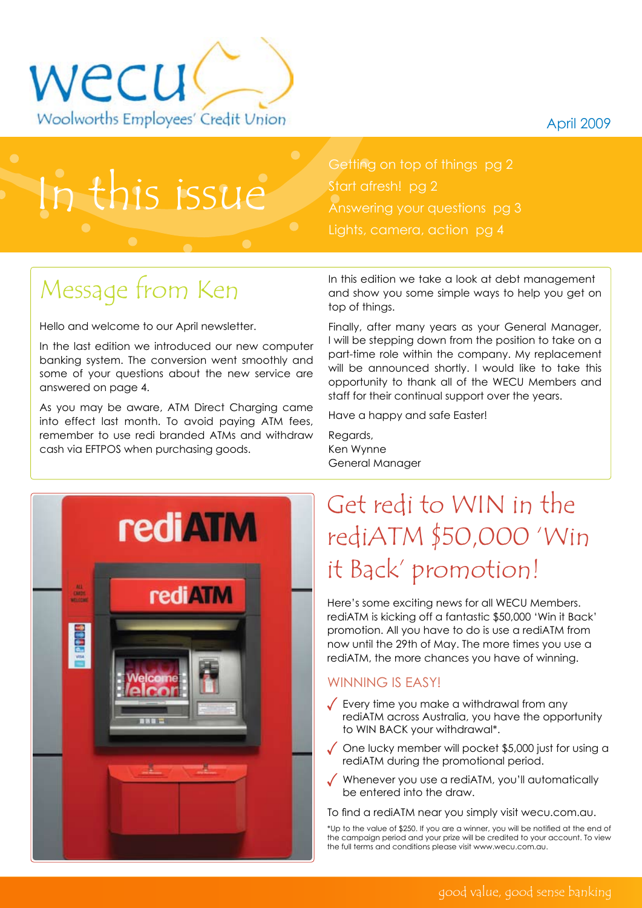wecu

Woolworths Employees' Credit Union

April 2009

# In this issue

Getting on top of things pg 2
Start afresh! pg 2
Answering your questions pg 3
Lights, camera, action pg 4

## Message from Ken

Hello and welcome to our April newsletter.

In the last edition we introduced our new computer banking system. The conversion went smoothly and some of your questions about the new service are answered on page 4.

As you may be aware, ATM Direct Charging came into effect last month. To avoid paying ATM fees, remember to use redi branded ATMs and withdraw cash via EFTPOS when purchasing goods.

In this edition we take a look at debt management and show you some simple ways to help you get on top of things.

Finally, after many years as your General Manager, I will be stepping down from the position to take on a part-time role within the company. My replacement will be announced shortly. I would like to take this opportunity to thank all of the WECU Members and staff for their continual support over the years.

Have a happy and safe Easter!

Regards,
Ken Wynne
General Manager

## Get redi to WIN in the rediATM $50,000 'Win it Back' promotion!

Here's some exciting news for all WECU Members. rediATM is kicking off a fantastic $50,000 'Win it Back' promotion. All you have to do is use a rediATM from now until the 29th of May. The more times you use a rediATM, the more chances you have of winning.

### WINNING IS EASY!

- Every time you make a withdrawal from any rediATM across Australia, you have the opportunity to WIN BACK your withdrawal*.
- One lucky member will pocket $5,000 just for using a rediATM during the promotional period.
- Whenever you use a rediATM, you'll automatically be entered into the draw.

To find a rediATM near you simply visit wecu.com.au.

*Up to the value of $250. If you are a winner, you will be notified at the end of the campaign period and your prize will be credited to your account. To view the full terms and conditions please visit www.wecu.com.au.

good value, good sense banking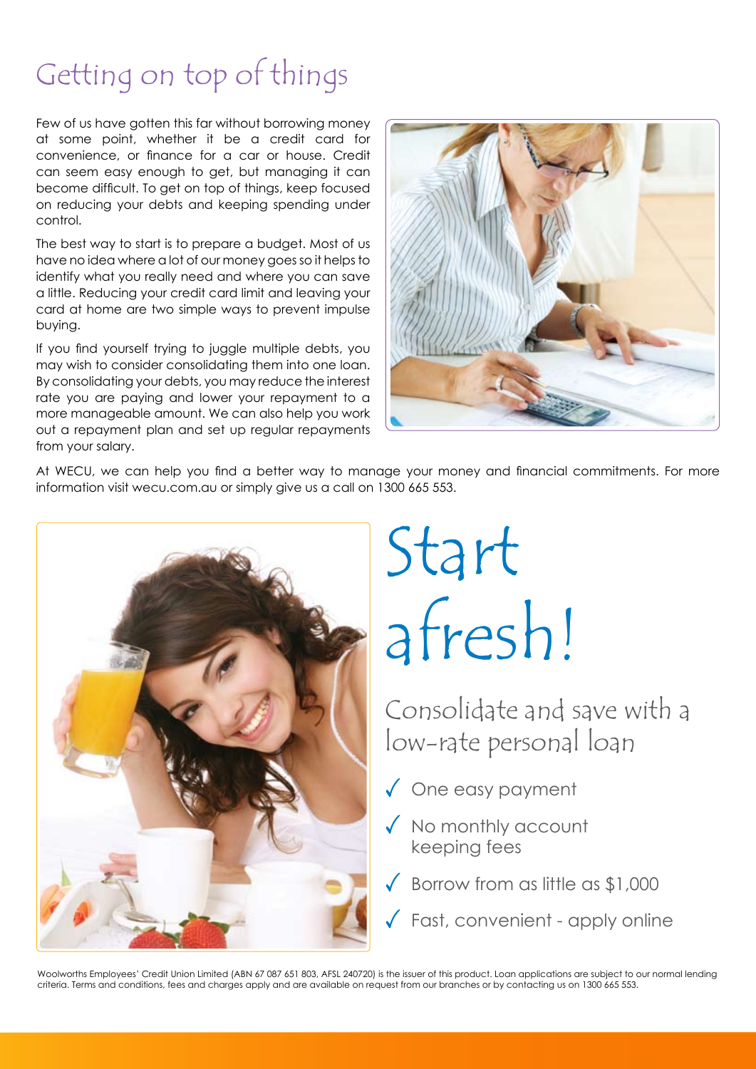# Getting on top of things

Few of us have gotten this far without borrowing money at some point, whether it be a credit card for convenience, or finance for a car or house. Credit can seem easy enough to get, but managing it can become difficult. To get on top of things, keep focused on reducing your debts and keeping spending under control.

The best way to start is to prepare a budget. Most of us have no idea where a lot of our money goes so it helps to identify what you really need and where you can save a little. Reducing your credit card limit and leaving your card at home are two simple ways to prevent impulse buying.

If you find yourself trying to juggle multiple debts, you may wish to consider consolidating them into one loan. By consolidating your debts, you may reduce the interest rate you are paying and lower your repayment to a more manageable amount. We can also help you work out a repayment plan and set up regular repayments from your salary.

At WECU, we can help you find a better way to manage your money and financial commitments. For more information visit wecu.com.au or simply give us a call on 1300 665 553.

# Start afresh!

## Consolidate and save with a low-rate personal loan

- ✓ One easy payment
- ✓ No monthly account keeping fees
- ✓ Borrow from as little as $1,000
- ✓ Fast, convenient - apply online

Woolworths Employees' Credit Union Limited (ABN 67 087 651 803, AFSL 240720) is the issuer of this product. Loan applications are subject to our normal lending criteria. Terms and conditions, fees and charges apply and are available on request from our branches or by contacting us on 1300 665 553.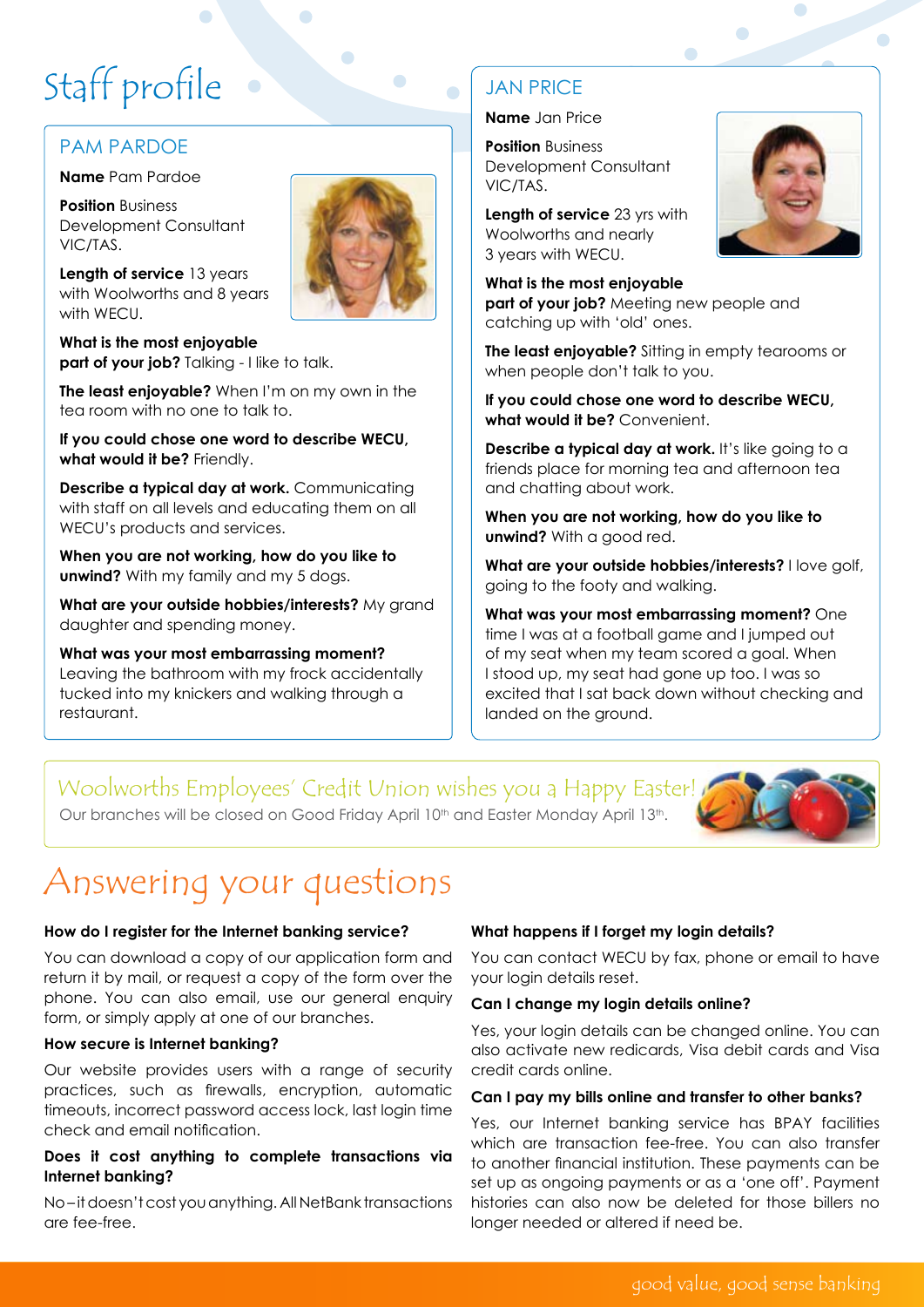# Staff profile

## PAM PARDOE

**Name** Pam Pardoe

**Position** Business Development Consultant VIC/TAS.

**Length of service** 13 years with Woolworths and 8 years with WECU.

**What is the most enjoyable part of your job?** Talking - I like to talk.

**The least enjoyable?** When I'm on my own in the tea room with no one to talk to.

**If you could chose one word to describe WECU, what would it be?** Friendly.

**Describe a typical day at work.** Communicating with staff on all levels and educating them on all WECU's products and services.

**When you are not working, how do you like to unwind?** With my family and my 5 dogs.

**What are your outside hobbies/interests?** My grand daughter and spending money.

**What was your most embarrassing moment?** Leaving the bathroom with my frock accidentally tucked into my knickers and walking through a restaurant.

## JAN PRICE

**Name** Jan Price

**Position** Business Development Consultant VIC/TAS.

**Length of service** 23 yrs with Woolworths and nearly 3 years with WECU.

**What is the most enjoyable part of your job?** Meeting new people and catching up with 'old' ones.

**The least enjoyable?** Sitting in empty tearooms or when people don't talk to you.

**If you could chose one word to describe WECU, what would it be?** Convenient.

**Describe a typical day at work.** It's like going to a friends place for morning tea and afternoon tea and chatting about work.

**When you are not working, how do you like to unwind?** With a good red.

**What are your outside hobbies/interests?** I love golf, going to the footy and walking.

**What was your most embarrassing moment?** One time I was at a football game and I jumped out of my seat when my team scored a goal. When I stood up, my seat had gone up too. I was so excited that I sat back down without checking and landed on the ground.

## Woolworths Employees' Credit Union wishes you a Happy Easter!

Our branches will be closed on Good Friday April 10th and Easter Monday April 13th.

# Answering your questions

**How do I register for the Internet banking service?**

You can download a copy of our application form and return it by mail, or request a copy of the form over the phone. You can also email, use our general enquiry form, or simply apply at one of our branches.

**How secure is Internet banking?**

Our website provides users with a range of security practices, such as firewalls, encryption, automatic timeouts, incorrect password access lock, last login time check and email notification.

**Does it cost anything to complete transactions via Internet banking?**

No – it doesn't cost you anything. All NetBank transactions are fee-free.

**What happens if I forget my login details?**

You can contact WECU by fax, phone or email to have your login details reset.

**Can I change my login details online?**

Yes, your login details can be changed online. You can also activate new redicards, Visa debit cards and Visa credit cards online.

**Can I pay my bills online and transfer to other banks?**

Yes, our Internet banking service has BPAY facilities which are transaction fee-free. You can also transfer to another financial institution. These payments can be set up as ongoing payments or as a 'one off'. Payment histories can also now be deleted for those billers no longer needed or altered if need be.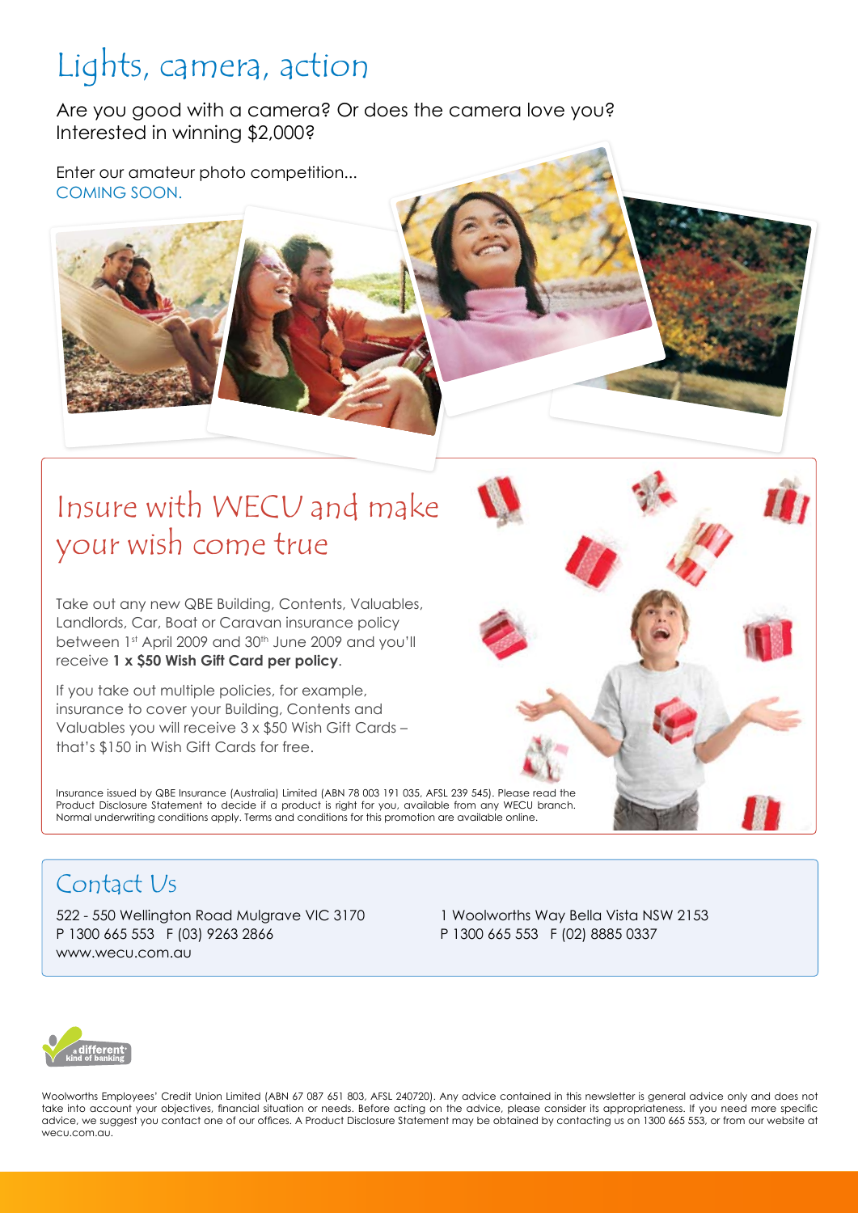# Lights, camera, action

Are you good with a camera? Or does the camera love you?
Interested in winning $2,000?

Enter our amateur photo competition...
COMING SOON.

## Insure with WECU and make your wish come true

Take out any new QBE Building, Contents, Valuables, Landlords, Car, Boat or Caravan insurance policy between 1st April 2009 and 30th June 2009 and you'll receive **1 x $50 Wish Gift Card per policy**.

If you take out multiple policies, for example, insurance to cover your Building, Contents and Valuables you will receive 3 x $50 Wish Gift Cards – that's $150 in Wish Gift Cards for free.

Insurance issued by QBE Insurance (Australia) Limited (ABN 78 003 191 035, AFSL 239 545). Please read the Product Disclosure Statement to decide if a product is right for you, available from any WECU branch. Normal underwriting conditions apply. Terms and conditions for this promotion are available online.

## Contact Us

522 - 550 Wellington Road Mulgrave VIC 3170
P 1300 665 553 F (03) 9263 2866
www.wecu.com.au

1 Woolworths Way Bella Vista NSW 2153
P 1300 665 553 F (02) 8885 0337

a different kind of banking

Woolworths Employees' Credit Union Limited (ABN 67 087 651 803, AFSL 240720). Any advice contained in this newsletter is general advice only and does not take into account your objectives, financial situation or needs. Before acting on the advice, please consider its appropriateness. If you need more specific advice, we suggest you contact one of our offices. A Product Disclosure Statement may be obtained by contacting us on 1300 665 553, or from our website at wecu.com.au.